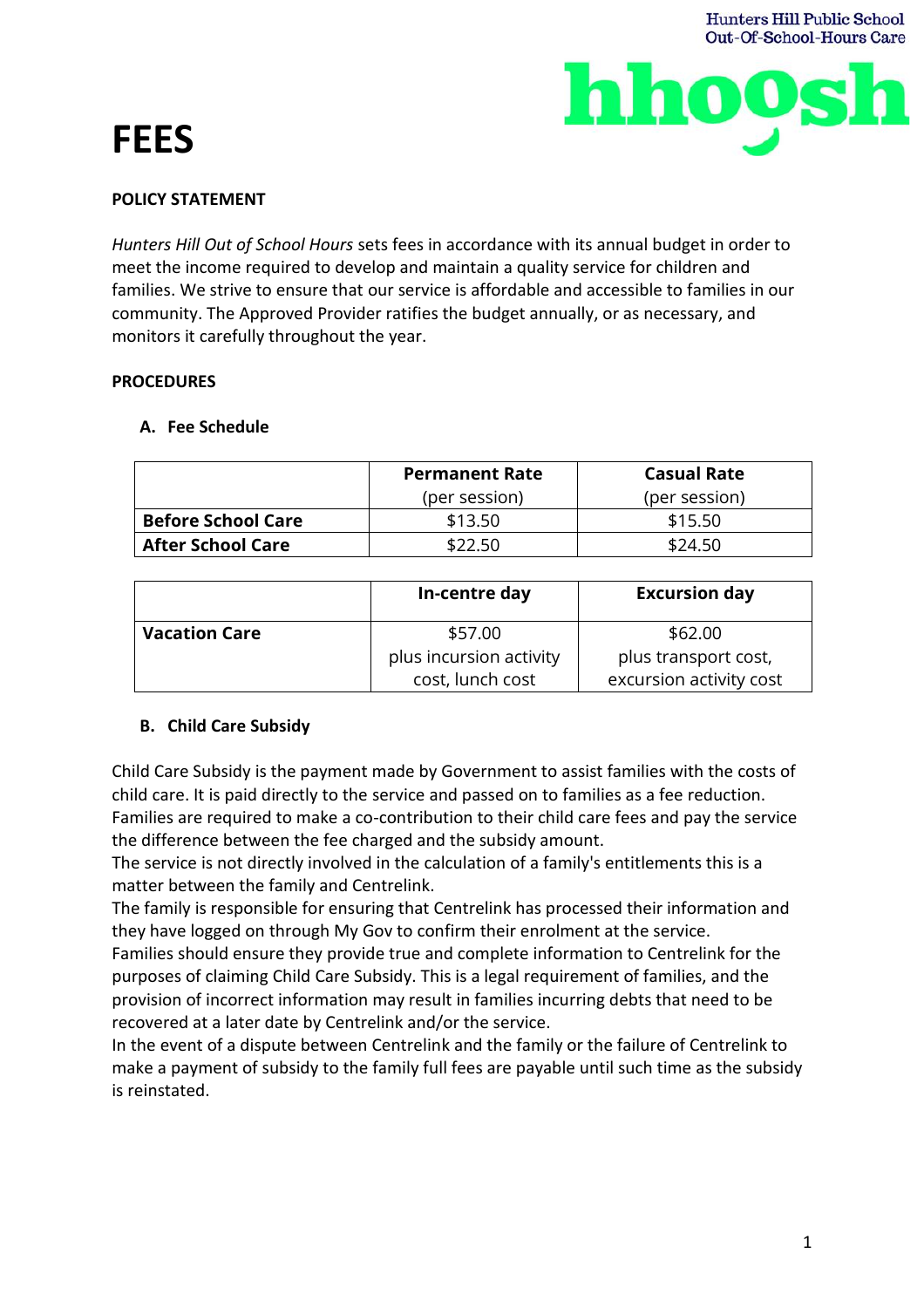Hunters Hill Public School
Out-Of-School-Hours Care

hhoosh

# FEES

**POLICY STATEMENT**

*Hunters Hill Out of School Hours* sets fees in accordance with its annual budget in order to meet the income required to develop and maintain a quality service for children and families. We strive to ensure that our service is affordable and accessible to families in our community. The Approved Provider ratifies the budget annually, or as necessary, and monitors it carefully throughout the year.

**PROCEDURES**

**A. Fee Schedule**

| | **Permanent Rate** (per session) | **Casual Rate** (per session) |
|---|---|---|
| **Before School Care** | $13.50 | $15.50 |
| **After School Care** | $22.50 | $24.50 |

| | **In-centre day** | **Excursion day** |
|---|---|---|
| **Vacation Care** | $57.00 plus incursion activity cost, lunch cost | $62.00 plus transport cost, excursion activity cost |

**B. Child Care Subsidy**

Child Care Subsidy is the payment made by Government to assist families with the costs of child care. It is paid directly to the service and passed on to families as a fee reduction. Families are required to make a co-contribution to their child care fees and pay the service the difference between the fee charged and the subsidy amount.
The service is not directly involved in the calculation of a family's entitlements this is a matter between the family and Centrelink.
The family is responsible for ensuring that Centrelink has processed their information and they have logged on through My Gov to confirm their enrolment at the service.
Families should ensure they provide true and complete information to Centrelink for the purposes of claiming Child Care Subsidy. This is a legal requirement of families, and the provision of incorrect information may result in families incurring debts that need to be recovered at a later date by Centrelink and/or the service.
In the event of a dispute between Centrelink and the family or the failure of Centrelink to make a payment of subsidy to the family full fees are payable until such time as the subsidy is reinstated.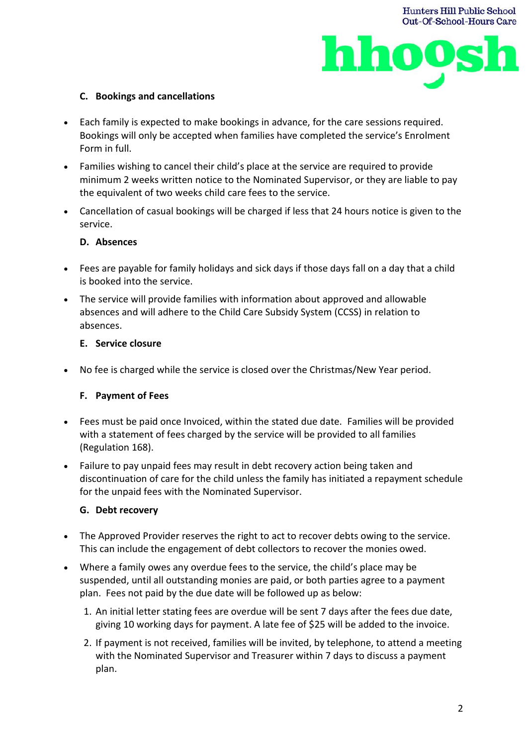### C. Bookings and cancellations

- Each family is expected to make bookings in advance, for the care sessions required. Bookings will only be accepted when families have completed the service's Enrolment Form in full.
- Families wishing to cancel their child's place at the service are required to provide minimum 2 weeks written notice to the Nominated Supervisor, or they are liable to pay the equivalent of two weeks child care fees to the service.
- Cancellation of casual bookings will be charged if less that 24 hours notice is given to the service.

### D. Absences

- Fees are payable for family holidays and sick days if those days fall on a day that a child is booked into the service.
- The service will provide families with information about approved and allowable absences and will adhere to the Child Care Subsidy System (CCSS) in relation to absences.

### E. Service closure

- No fee is charged while the service is closed over the Christmas/New Year period.

### F. Payment of Fees

- Fees must be paid once Invoiced, within the stated due date. Families will be provided with a statement of fees charged by the service will be provided to all families (Regulation 168).
- Failure to pay unpaid fees may result in debt recovery action being taken and discontinuation of care for the child unless the family has initiated a repayment schedule for the unpaid fees with the Nominated Supervisor.

### G. Debt recovery

- The Approved Provider reserves the right to act to recover debts owing to the service. This can include the engagement of debt collectors to recover the monies owed.
- Where a family owes any overdue fees to the service, the child's place may be suspended, until all outstanding monies are paid, or both parties agree to a payment plan. Fees not paid by the due date will be followed up as below:
  1. An initial letter stating fees are overdue will be sent 7 days after the fees due date, giving 10 working days for payment. A late fee of $25 will be added to the invoice.
  2. If payment is not received, families will be invited, by telephone, to attend a meeting with the Nominated Supervisor and Treasurer within 7 days to discuss a payment plan.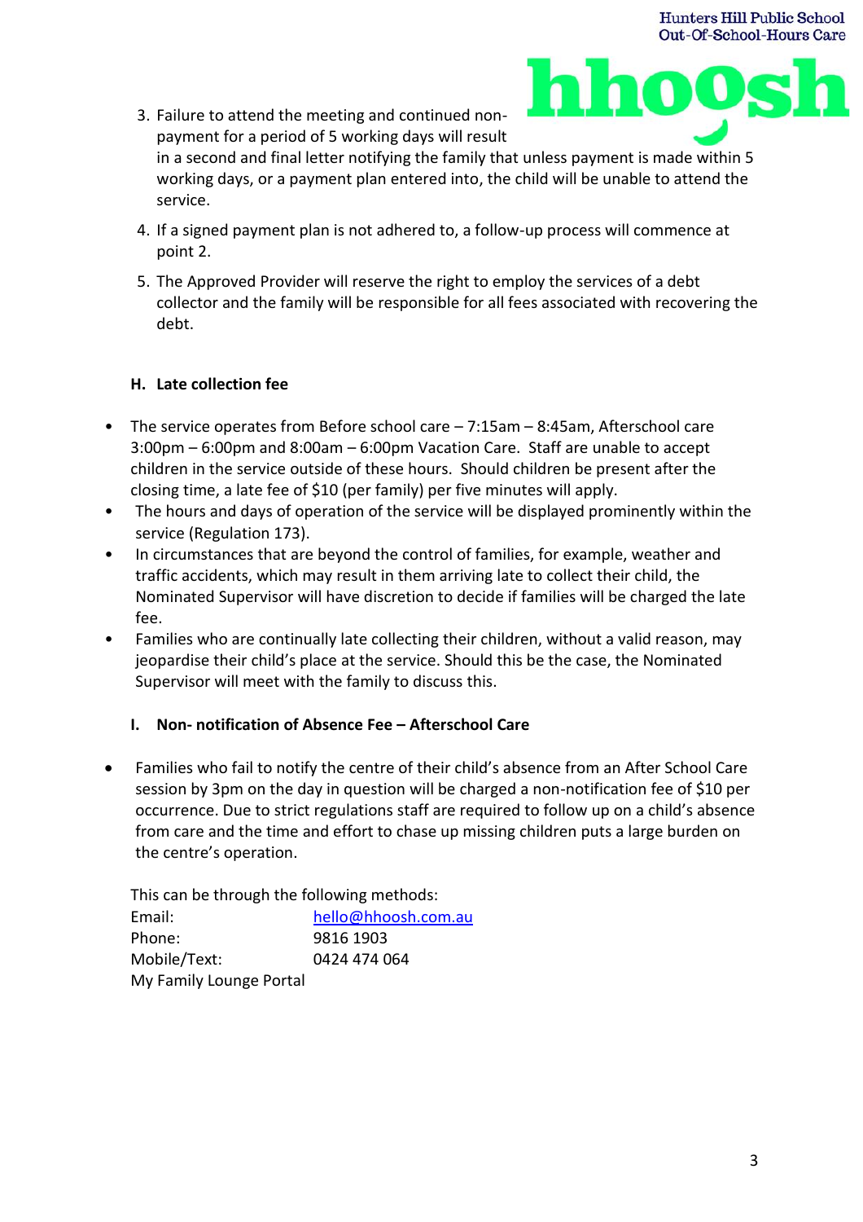3. Failure to attend the meeting and continued non-payment for a period of 5 working days will result in a second and final letter notifying the family that unless payment is made within 5 working days, or a payment plan entered into, the child will be unable to attend the service.
4. If a signed payment plan is not adhered to, a follow-up process will commence at point 2.
5. The Approved Provider will reserve the right to employ the services of a debt collector and the family will be responsible for all fees associated with recovering the debt.

### H. Late collection fee

- The service operates from Before school care – 7:15am – 8:45am, Afterschool care 3:00pm – 6:00pm and 8:00am – 6:00pm Vacation Care. Staff are unable to accept children in the service outside of these hours. Should children be present after the closing time, a late fee of $10 (per family) per five minutes will apply.
- The hours and days of operation of the service will be displayed prominently within the service (Regulation 173).
- In circumstances that are beyond the control of families, for example, weather and traffic accidents, which may result in them arriving late to collect their child, the Nominated Supervisor will have discretion to decide if families will be charged the late fee.
- Families who are continually late collecting their children, without a valid reason, may jeopardise their child's place at the service. Should this be the case, the Nominated Supervisor will meet with the family to discuss this.

### I. Non- notification of Absence Fee – Afterschool Care

- Families who fail to notify the centre of their child's absence from an After School Care session by 3pm on the day in question will be charged a non-notification fee of $10 per occurrence. Due to strict regulations staff are required to follow up on a child's absence from care and the time and effort to chase up missing children puts a large burden on the centre's operation.

This can be through the following methods:

| | |
|---|---|
| Email: | hello@hhoosh.com.au |
| Phone: | 9816 1903 |
| Mobile/Text: | 0424 474 064 |
| My Family Lounge Portal | |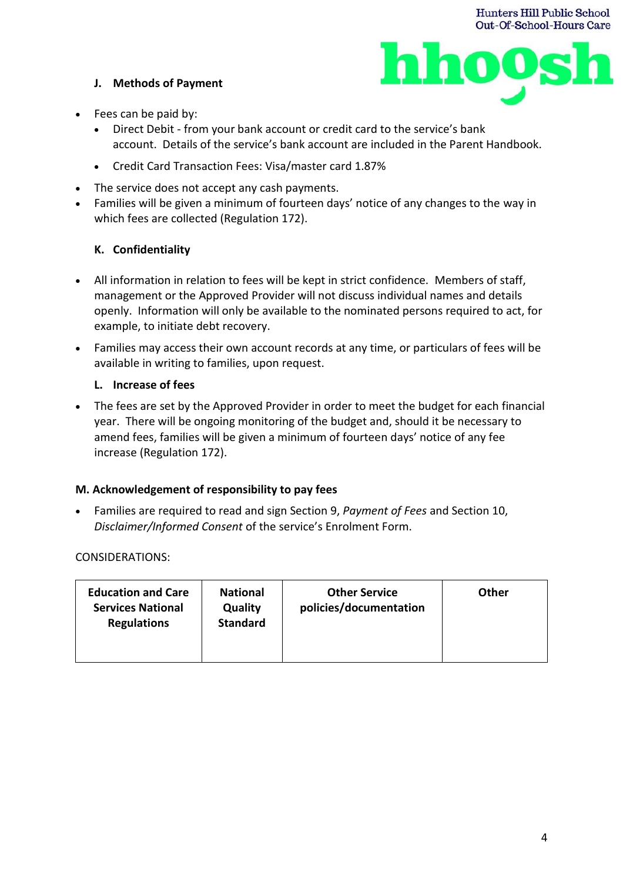#### J. Methods of Payment

- Fees can be paid by:
  - Direct Debit - from your bank account or credit card to the service's bank account. Details of the service's bank account are included in the Parent Handbook.
  - Credit Card Transaction Fees: Visa/master card 1.87%
- The service does not accept any cash payments.
- Families will be given a minimum of fourteen days' notice of any changes to the way in which fees are collected (Regulation 172).

#### K. Confidentiality

- All information in relation to fees will be kept in strict confidence. Members of staff, management or the Approved Provider will not discuss individual names and details openly. Information will only be available to the nominated persons required to act, for example, to initiate debt recovery.
- Families may access their own account records at any time, or particulars of fees will be available in writing to families, upon request.

#### L. Increase of fees

- The fees are set by the Approved Provider in order to meet the budget for each financial year. There will be ongoing monitoring of the budget and, should it be necessary to amend fees, families will be given a minimum of fourteen days' notice of any fee increase (Regulation 172).

#### M. Acknowledgement of responsibility to pay fees

- Families are required to read and sign Section 9, *Payment of Fees* and Section 10, *Disclaimer/Informed Consent* of the service's Enrolment Form.

CONSIDERATIONS:

| Education and Care Services National Regulations | National Quality Standard | Other Service policies/documentation | Other |
|---|---|---|---|
| | | | |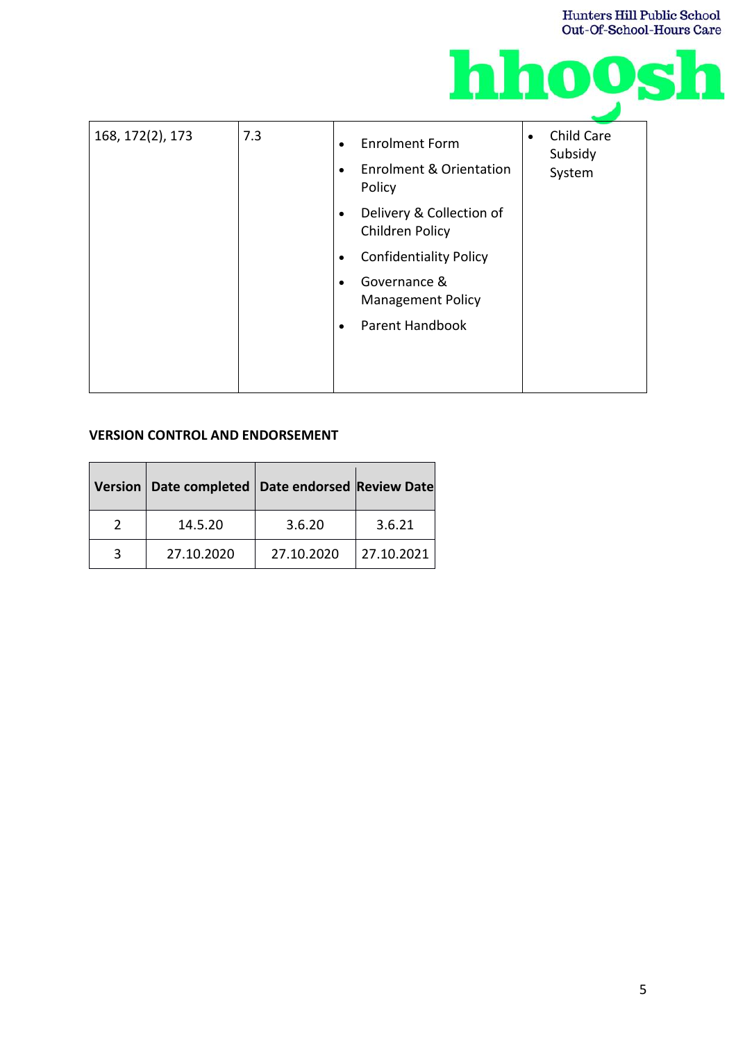| | | | |
|---|---|---|---|
| 168, 172(2), 173 | 7.3 | • Enrolment Form<br>• Enrolment & Orientation Policy<br>• Delivery & Collection of Children Policy<br>• Confidentiality Policy<br>• Governance & Management Policy<br>• Parent Handbook | • Child Care Subsidy System |

**VERSION CONTROL AND ENDORSEMENT**

| Version | Date completed | Date endorsed | Review Date |
|---|---|---|---|
| 2 | 14.5.20 | 3.6.20 | 3.6.21 |
| 3 | 27.10.2020 | 27.10.2020 | 27.10.2021 |